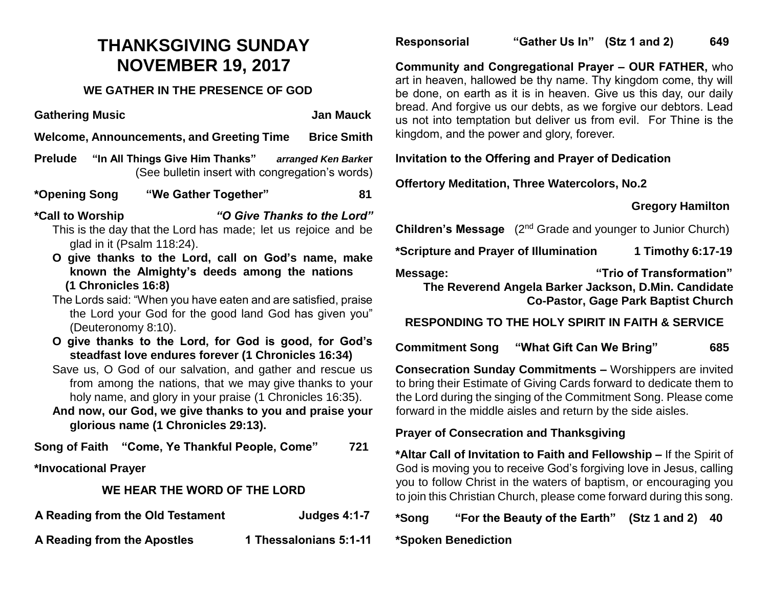# THANKSGIVING SUNDAY
# NOVEMBER 19, 2017

### WE GATHER IN THE PRESENCE OF GOD

**Gathering Music** — **Jan Mauck**

**Welcome, Announcements, and Greeting Time** — **Brice Smith**

**Prelude** **"In All Things Give Him Thanks"** ***arranged Ken Barker***
(See bulletin insert with congregation's words)

**\*Opening Song** **"We Gather Together"** **81**

**\*Call to Worship** ***"O Give Thanks to the Lord"***

This is the day that the Lord has made; let us rejoice and be glad in it (Psalm 118:24).

**O give thanks to the Lord, call on God's name, make known the Almighty's deeds among the nations (1 Chronicles 16:8)**

The Lords said: "When you have eaten and are satisfied, praise the Lord your God for the good land God has given you" (Deuteronomy 8:10).

**O give thanks to the Lord, for God is good, for God's steadfast love endures forever (1 Chronicles 16:34)**

Save us, O God of our salvation, and gather and rescue us from among the nations, that we may give thanks to your holy name, and glory in your praise (1 Chronicles 16:35).

**And now, our God, we give thanks to you and praise your glorious name (1 Chronicles 29:13).**

**Song of Faith** **"Come, Ye Thankful People, Come"** **721**

**\*Invocational Prayer**

### WE HEAR THE WORD OF THE LORD

**A Reading from the Old Testament** — **Judges 4:1-7**

**A Reading from the Apostles** — **1 Thessalonians 5:1-11**

**Responsorial** **"Gather Us In" (Stz 1 and 2)** **649**

**Community and Congregational Prayer – OUR FATHER,** who art in heaven, hallowed be thy name. Thy kingdom come, thy will be done, on earth as it is in heaven. Give us this day, our daily bread. And forgive us our debts, as we forgive our debtors. Lead us not into temptation but deliver us from evil. For Thine is the kingdom, and the power and glory, forever.

**Invitation to the Offering and Prayer of Dedication**

**Offertory Meditation, Three Watercolors, No.2** — **Gregory Hamilton**

**Children's Message** (2nd Grade and younger to Junior Church)

**\*Scripture and Prayer of Illumination** — **1 Timothy 6:17-19**

**Message:** **"Trio of Transformation"**
**The Reverend Angela Barker Jackson, D.Min. Candidate**
**Co-Pastor, Gage Park Baptist Church**

### RESPONDING TO THE HOLY SPIRIT IN FAITH & SERVICE

**Commitment Song** **"What Gift Can We Bring"** **685**

**Consecration Sunday Commitments –** Worshippers are invited to bring their Estimate of Giving Cards forward to dedicate them to the Lord during the singing of the Commitment Song. Please come forward in the middle aisles and return by the side aisles.

**Prayer of Consecration and Thanksgiving**

**\*Altar Call of Invitation to Faith and Fellowship –** If the Spirit of God is moving you to receive God's forgiving love in Jesus, calling you to follow Christ in the waters of baptism, or encouraging you to join this Christian Church, please come forward during this song.

**\*Song** **"For the Beauty of the Earth" (Stz 1 and 2)** **40**

**\*Spoken Benediction**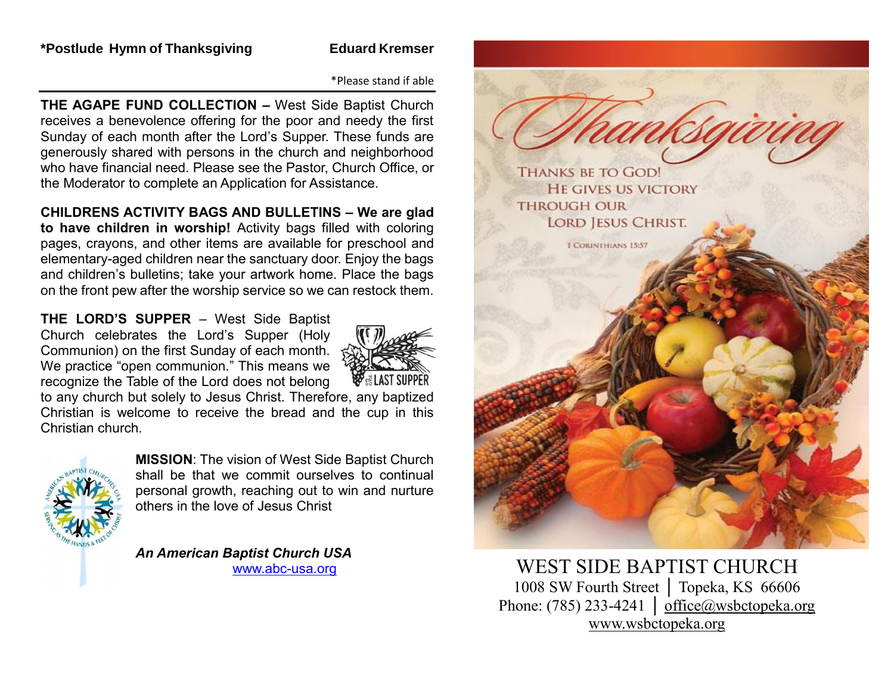**\*Postlude Hymn of Thanksgiving** **Eduard Kremser**

\*Please stand if able

**THE AGAPE FUND COLLECTION –** West Side Baptist Church receives a benevolence offering for the poor and needy the first Sunday of each month after the Lord's Supper. These funds are generously shared with persons in the church and neighborhood who have financial need. Please see the Pastor, Church Office, or the Moderator to complete an Application for Assistance.

**CHILDRENS ACTIVITY BAGS AND BULLETINS – We are glad to have children in worship!** Activity bags filled with coloring pages, crayons, and other items are available for preschool and elementary-aged children near the sanctuary door. Enjoy the bags and children's bulletins; take your artwork home. Place the bags on the front pew after the worship service so we can restock them.

**THE LORD'S SUPPER** – West Side Baptist Church celebrates the Lord's Supper (Holy Communion) on the first Sunday of each month. We practice "open communion." This means we recognize the Table of the Lord does not belong to any church but solely to Jesus Christ. Therefore, any baptized Christian is welcome to receive the bread and the cup in this Christian church.

**MISSION**: The vision of West Side Baptist Church shall be that we commit ourselves to continual personal growth, reaching out to win and nurture others in the love of Jesus Christ

***An American Baptist Church USA***
www.abc-usa.org

Thanksgiving

THANKS BE TO GOD! HE GIVES US VICTORY THROUGH OUR LORD JESUS CHRIST.

1 CORINTHIANS 15:57

WEST SIDE BAPTIST CHURCH
1008 SW Fourth Street | Topeka, KS 66606
Phone: (785) 233-4241 | office@wsbctopeka.org
www.wsbctopeka.org